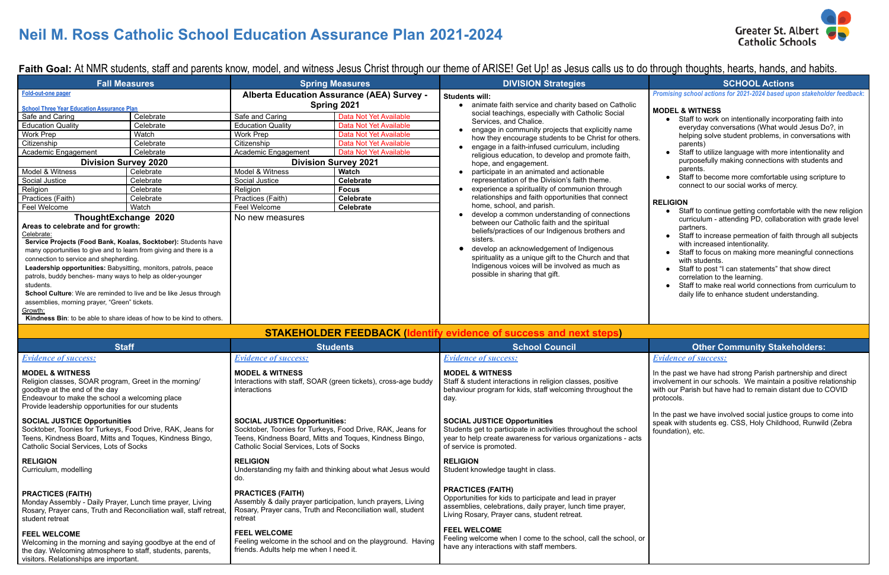# Neil M. Ross Catholic School Education Assurance Plan 2021-2024

Greater St. Albert Catholic Schools

**Faith Goal:** At NMR students, staff and parents know, model, and witness Jesus Christ through our theme of ARISE! Get Up! as Jesus calls us to do through thoughts, hearts, hands, and habits.

## Fall Measures

Fold-out-one pager

School Three Year Education Assurance Plan

| Measure | Result |
|---|---|
| Safe and Caring | Celebrate |
| Education Quality | Celebrate |
| Work Prep | Watch |
| Citizenship | Celebrate |
| Academic Engagement | Celebrate |

**Division Survey 2020**

| Measure | Result |
|---|---|
| Model & Witness | Celebrate |
| Social Justice | Celebrate |
| Religion | Celebrate |
| Practices (Faith) | Celebrate |
| Feel Welcome | Watch |

**ThoughtExchange 2020**

**Areas to celebrate and for growth:**

Celebrate:

**Service Projects (Food Bank, Koalas, Socktober):** Students have many opportunities to give and to learn from giving and there is a connection to service and shepherding.

**Leadership opportunities:** Babysitting, monitors, patrols, peace patrols, buddy benches- many ways to help as older-younger students.

**School Culture**: We are reminded to live and be like Jesus through assemblies, morning prayer, "Green" tickets.

Growth:

**Kindness Bin**: to be able to share ideas of how to be kind to others.

## Spring Measures

**Alberta Education Assurance (AEA) Survey - Spring 2021**

| Measure | Result |
|---|---|
| Safe and Caring | Data Not Yet Available |
| Education Quality | Data Not Yet Available |
| Work Prep | Data Not Yet Available |
| Citizenship | Data Not Yet Available |
| Academic Engagement | Data Not Yet Available |

**Division Survey 2021**

| Measure | Result |
|---|---|
| Model & Witness | **Watch** |
| Social Justice | **Celebrate** |
| Religion | **Focus** |
| Practices (Faith) | **Celebrate** |
| Feel Welcome | **Celebrate** |

No new measures

## DIVISION Strategies

**Students will:**

- animate faith service and charity based on Catholic social teachings, especially with Catholic Social Services, and Chalice.
- engage in community projects that explicitly name how they encourage students to be Christ for others.
- engage in a faith-infused curriculum, including religious education, to develop and promote faith, hope, and engagement.
- participate in an animated and actionable representation of the Division's faith theme.
- experience a spirituality of communion through relationships and faith opportunities that connect home, school, and parish.
- develop a common understanding of connections between our Catholic faith and the spiritual beliefs/practices of our Indigenous brothers and sisters.
- develop an acknowledgement of Indigenous spirituality as a unique gift to the Church and that Indigenous voices will be involved as much as possible in sharing that gift.

## SCHOOL Actions

*Promising school actions for 2021-2024 based upon stakeholder feedback:*

**MODEL & WITNESS**

- Staff to work on intentionally incorporating faith into everyday conversations (What would Jesus Do?, in helping solve student problems, in conversations with parents)
- Staff to utilize language with more intentionality and purposefully making connections with students and parents.
- Staff to become more comfortable using scripture to connect to our social works of mercy.

**RELIGION**

- Staff to continue getting comfortable with the new religion curriculum - attending PD, collaboration with grade level partners.
- Staff to increase permeation of faith through all subjects with increased intentionality.
- Staff to focus on making more meaningful connections with students.
- Staff to post "I can statements" that show direct correlation to the learning.
- Staff to make real world connections from curriculum to daily life to enhance student understanding.

## STAKEHOLDER FEEDBACK (Identify evidence of success and next steps)

### Staff

*Evidence of success:*

**MODEL & WITNESS**
Religion classes, SOAR program, Greet in the morning/ goodbye at the end of the day
Endeavour to make the school a welcoming place
Provide leadership opportunities for our students

**SOCIAL JUSTICE Opportunities**
Socktober, Toonies for Turkeys, Food Drive, RAK, Jeans for Teens, Kindness Board, Mitts and Toques, Kindness Bingo, Catholic Social Services, Lots of Socks

**RELIGION**
Curriculum, modelling

**PRACTICES (FAITH)**
Monday Assembly - Daily Prayer, Lunch time prayer, Living Rosary, Prayer cans, Truth and Reconciliation wall, staff retreat, student retreat

**FEEL WELCOME**
Welcoming in the morning and saying goodbye at the end of the day. Welcoming atmosphere to staff, students, parents, visitors. Relationships are important.

### Students

*Evidence of success:*

**MODEL & WITNESS**
Interactions with staff, SOAR (green tickets), cross-age buddy interactions

**SOCIAL JUSTICE Opportunities:**
Socktober, Toonies for Turkeys, Food Drive, RAK, Jeans for Teens, Kindness Board, Mitts and Toques, Kindness Bingo, Catholic Social Services, Lots of Socks

**RELIGION**
Understanding my faith and thinking about what Jesus would do.

**PRACTICES (FAITH)**
Assembly & daily prayer participation, lunch prayers, Living Rosary, Prayer cans, Truth and Reconciliation wall, student retreat

**FEEL WELCOME**
Feeling welcome in the school and on the playground. Having friends. Adults help me when I need it.

### School Council

*Evidence of success:*

**MODEL & WITNESS**
Staff & student interactions in religion classes, positive behaviour program for kids, staff welcoming throughout the day.

**SOCIAL JUSTICE Opportunities**
Students get to participate in activities throughout the school year to help create awareness for various organizations - acts of service is promoted.

**RELIGION**
Student knowledge taught in class.

**PRACTICES (FAITH)**
Opportunities for kids to participate and lead in prayer assemblies, celebrations, daily prayer, lunch time prayer, Living Rosary, Prayer cans, student retreat.

**FEEL WELCOME**
Feeling welcome when I come to the school, call the school, or have any interactions with staff members.

### Other Community Stakeholders:

*Evidence of success:*

In the past we have had strong Parish partnership and direct involvement in our schools. We maintain a positive relationship with our Parish but have had to remain distant due to COVID protocols.

In the past we have involved social justice groups to come into speak with students eg. CSS, Holy Childhood, Runwild (Zebra foundation), etc.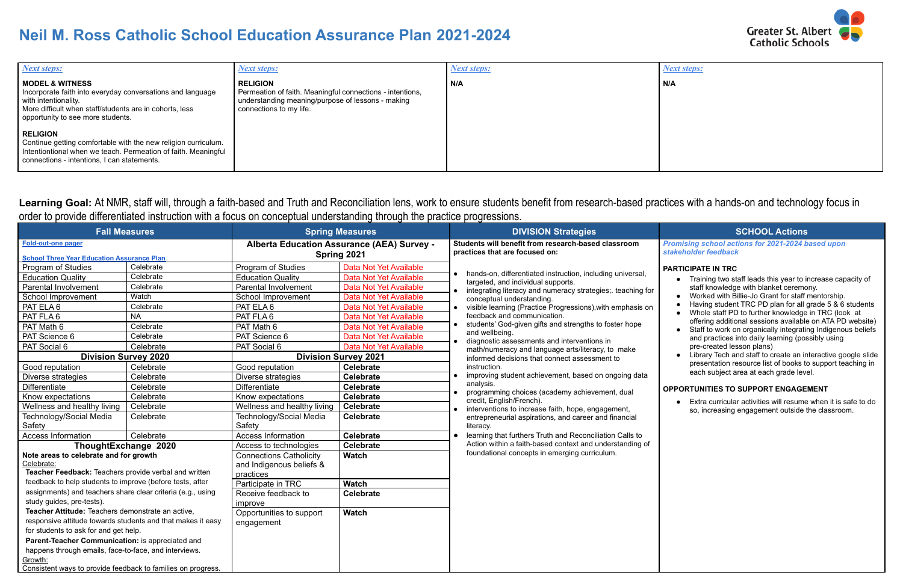# Neil M. Ross Catholic School Education Assurance Plan 2021-2024

| *Next steps:* | *Next steps:* | *Next steps:* | *Next steps:* |
|---|---|---|---|
| **MODEL & WITNESS**<br>Incorporate faith into everyday conversations and language with intentionality.<br>More difficult when staff/students are in cohorts, less opportunity to see more students.<br><br>**RELIGION**<br>Continue getting comfortable with the new religion curriculum. Intentiontional when we teach. Permeation of faith. Meaningful connections - intentions, I can statements. | **RELIGION**<br>Permeation of faith. Meaningful connections - intentions, understanding meaning/purpose of lessons - making connections to my life. | **N/A** | **N/A** |

**Learning Goal:** At NMR, staff will, through a faith-based and Truth and Reconciliation lens, work to ensure students benefit from research-based practices with a hands-on and technology focus in order to provide differentiated instruction with a focus on conceptual understanding through the practice progressions.

| Fall Measures | | Spring Measures | | DIVISION Strategies | SCHOOL Actions |
|---|---|---|---|---|---|
| Fold-out-one pager<br><br>School Three Year Education Assurance Plan | | **Alberta Education Assurance (AEA) Survey - Spring 2021** | | **Students will benefit from research-based classroom practices that are focused on:**<br><br>• hands-on, differentiated instruction, including universal, targeted, and individual supports.<br>• integrating literacy and numeracy strategies;. teaching for conceptual understanding.<br>• visible learning (Practice Progressions),with emphasis on feedback and communication.<br>• students' God-given gifts and strengths to foster hope and wellbeing.<br>• diagnostic assessments and interventions in math/numeracy and language arts/literacy, to make informed decisions that connect assessment to instruction.<br>• improving student achievement, based on ongoing data analysis.<br>• programming choices (academy achievement, dual credit, English/French).<br>• interventions to increase faith, hope, engagement, entrepreneurial aspirations, and career and financial literacy.<br>• learning that furthers Truth and Reconciliation Calls to Action within a faith-based context and understanding of foundational concepts in emerging curriculum. | *Promising school actions for 2021-2024 based upon stakeholder feedback*<br><br>**PARTICIPATE IN TRC**<br>• Training two staff leads this year to increase capacity of staff knowledge with blanket ceremony.<br>• Worked with Billie-Jo Grant for staff mentorship.<br>• Having student TRC PD plan for all grade 5 & 6 students<br>• Whole staff PD to further knowledge in TRC (look at offering additional sessions available on ATA PD website)<br>• Staff to work on organically integrating Indigenous beliefs and practices into daily learning (possibly using pre-created lesson plans)<br>• Library Tech and staff to create an interactive google slide presentation resource list of books to support teaching in each subject area at each grade level.<br><br>**OPPORTUNITIES TO SUPPORT ENGAGEMENT**<br>• Extra curricular activities will resume when it is safe to do so, increasing engagement outside the classroom. |
| Program of Studies | Celebrate | Program of Studies | Data Not Yet Available | | |
| Education Quality | Celebrate | Education Quality | Data Not Yet Available | | |
| Parental Involvement | Celebrate | Parental Involvement | Data Not Yet Available | | |
| School Improvement | Watch | School Improvement | Data Not Yet Available | | |
| PAT ELA 6 | Celebrate | PAT ELA 6 | Data Not Yet Available | | |
| PAT FLA 6 | NA | PAT FLA 6 | Data Not Yet Available | | |
| PAT Math 6 | Celebrate | PAT Math 6 | Data Not Yet Available | | |
| PAT Science 6 | Celebrate | PAT Science 6 | Data Not Yet Available | | |
| PAT Social 6 | Celebrate | PAT Social 6 | Data Not Yet Available | | |
| **Division Survey 2020** | | **Division Survey 2021** | | | |
| Good reputation | Celebrate | Good reputation | **Celebrate** | | |
| Diverse strategies | Celebrate | Diverse strategies | **Celebrate** | | |
| Differentiate | Celebrate | Differentiate | **Celebrate** | | |
| Know expectations | Celebrate | Know expectations | **Celebrate** | | |
| Wellness and healthy living | Celebrate | Wellness and healthy living | **Celebrate** | | |
| Technology/Social Media Safety | Celebrate | Technology/Social Media Safety | **Celebrate** | | |
| Access Information | Celebrate | Access Information | **Celebrate** | | |
| **ThoughtExchange 2020** | | Access to technologies | **Celebrate** | | |
| **Note areas to celebrate and for growth**<br>Celebrate:<br>**Teacher Feedback:** Teachers provide verbal and written feedback to help students to improve (before tests, after assignments) and teachers share clear criteria (e.g., using study guides, pre-tests).<br>**Teacher Attitude:** Teachers demonstrate an active, responsive attitude towards students and that makes it easy for students to ask for and get help.<br>**Parent-Teacher Communication:** is appreciated and happens through emails, face-to-face, and interviews.<br>Growth:<br>Consistent ways to provide feedback to families on progress. | | Connections Catholicity and Indigenous beliefs & practices | **Watch** | | |
| | | Participate in TRC | **Watch** | | |
| | | Receive feedback to improve | **Celebrate** | | |
| | | Opportunities to support engagement | **Watch** | | |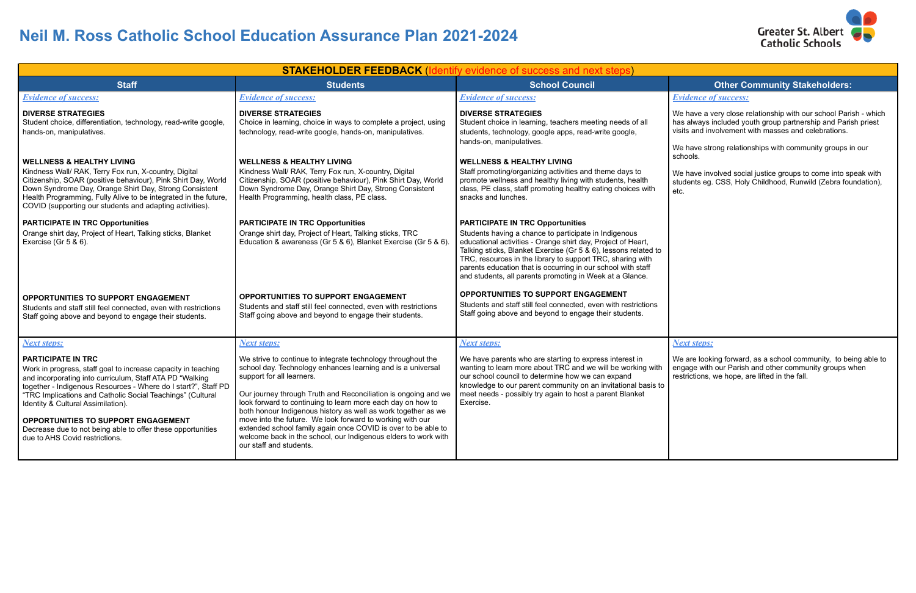# Neil M. Ross Catholic School Education Assurance Plan 2021-2024

Greater St. Albert Catholic Schools

| STAKEHOLDER FEEDBACK (Identify evidence of success and next steps) | | | |
|---|---|---|---|
| **Staff** | **Students** | **School Council** | **Other Community Stakeholders:** |
| *Evidence of success:*<br><br>**DIVERSE STRATEGIES**<br>Student choice, differentiation, technology, read-write google, hands-on, manipulatives.<br><br>**WELLNESS & HEALTHY LIVING**<br>Kindness Wall/ RAK, Terry Fox run, X-country, Digital Citizenship, SOAR (positive behaviour), Pink Shirt Day, World Down Syndrome Day, Orange Shirt Day, Strong Consistent Health Programming, Fully Alive to be integrated in the future, COVID (supporting our students and adapting activities).<br><br>**PARTICIPATE IN TRC Opportunities**<br>Orange shirt day, Project of Heart, Talking sticks, Blanket Exercise (Gr 5 & 6).<br><br>**OPPORTUNITIES TO SUPPORT ENGAGEMENT**<br>Students and staff still feel connected, even with restrictions Staff going above and beyond to engage their students. | *Evidence of success:*<br><br>**DIVERSE STRATEGIES**<br>Choice in learning, choice in ways to complete a project, using technology, read-write google, hands-on, manipulatives.<br><br>**WELLNESS & HEALTHY LIVING**<br>Kindness Wall/ RAK, Terry Fox run, X-country, Digital Citizenship, SOAR (positive behaviour), Pink Shirt Day, World Down Syndrome Day, Orange Shirt Day, Strong Consistent Health Programming, health class, PE class.<br><br>**PARTICIPATE IN TRC Opportunities**<br>Orange shirt day, Project of Heart, Talking sticks, TRC Education & awareness (Gr 5 & 6), Blanket Exercise (Gr 5 & 6).<br><br>**OPPORTUNITIES TO SUPPORT ENGAGEMENT**<br>Students and staff still feel connected, even with restrictions Staff going above and beyond to engage their students. | *Evidence of success:*<br><br>**DIVERSE STRATEGIES**<br>Student choice in learning, teachers meeting needs of all students, technology, google apps, read-write google, hands-on, manipulatives.<br><br>**WELLNESS & HEALTHY LIVING**<br>Staff promoting/organizing activities and theme days to promote wellness and healthy living with students, health class, PE class, staff promoting healthy eating choices with snacks and lunches.<br><br>**PARTICIPATE IN TRC Opportunities**<br>Students having a chance to participate in Indigenous educational activities - Orange shirt day, Project of Heart, Talking sticks, Blanket Exercise (Gr 5 & 6), lessons related to TRC, resources in the library to support TRC, sharing with parents education that is occurring in our school with staff and students, all parents promoting in Week at a Glance.<br><br>**OPPORTUNITIES TO SUPPORT ENGAGEMENT**<br>Students and staff still feel connected, even with restrictions Staff going above and beyond to engage their students. | *Evidence of success:*<br><br>We have a very close relationship with our school Parish - which has always included youth group partnership and Parish priest visits and involvement with masses and celebrations.<br><br>We have strong relationships with community groups in our schools.<br><br>We have involved social justice groups to come into speak with students eg. CSS, Holy Childhood, Runwild (Zebra foundation), etc. |
| *Next steps:*<br><br>**PARTICIPATE IN TRC**<br>Work in progress, staff goal to increase capacity in teaching and incorporating into curriculum, Staff ATA PD "Walking together - Indigenous Resources - Where do I start?", Staff PD "TRC Implications and Catholic Social Teachings" (Cultural Identity & Cultural Assimilation).<br><br>**OPPORTUNITIES TO SUPPORT ENGAGEMENT**<br>Decrease due to not being able to offer these opportunities due to AHS Covid restrictions. | *Next steps:*<br><br>We strive to continue to integrate technology throughout the school day. Technology enhances learning and is a universal support for all learners.<br><br>Our journey through Truth and Reconciliation is ongoing and we look forward to continuing to learn more each day on how to both honour Indigenous history as well as work together as we move into the future. We look forward to working with our extended school family again once COVID is over to be able to welcome back in the school, our Indigenous elders to work with our staff and students. | *Next steps:*<br><br>We have parents who are starting to express interest in wanting to learn more about TRC and we will be working with our school council to determine how we can expand knowledge to our parent community on an invitational basis to meet needs - possibly try again to host a parent Blanket Exercise. | *Next steps:*<br><br>We are looking forward, as a school community, to being able to engage with our Parish and other community groups when restrictions, we hope, are lifted in the fall. |